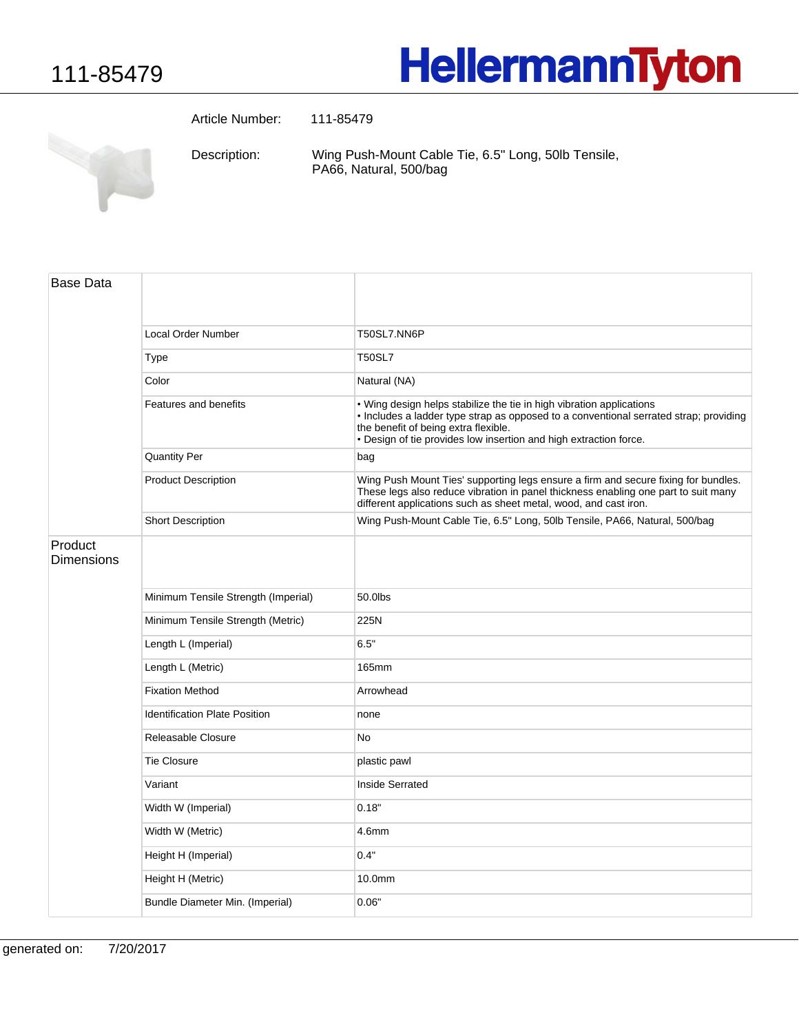# 111-85479

**HellermannTyton**

Article Number: 111-85479

Description: Wing Push-Mount Cable Tie, 6.5" Long, 50lb Tensile, PA66, Natural, 500/bag

| Base Data | | |
|---|---|---|
| | Local Order Number | T50SL7.NN6P |
| | Type | T50SL7 |
| | Color | Natural (NA) |
| | Features and benefits | • Wing design helps stabilize the tie in high vibration applications<br>• Includes a ladder type strap as opposed to a conventional serrated strap; providing the benefit of being extra flexible.<br>• Design of tie provides low insertion and high extraction force. |
| | Quantity Per | bag |
| | Product Description | Wing Push Mount Ties' supporting legs ensure a firm and secure fixing for bundles. These legs also reduce vibration in panel thickness enabling one part to suit many different applications such as sheet metal, wood, and cast iron. |
| | Short Description | Wing Push-Mount Cable Tie, 6.5" Long, 50lb Tensile, PA66, Natural, 500/bag |
| Product Dimensions | | |
| | Minimum Tensile Strength (Imperial) | 50.0lbs |
| | Minimum Tensile Strength (Metric) | 225N |
| | Length L (Imperial) | 6.5" |
| | Length L (Metric) | 165mm |
| | Fixation Method | Arrowhead |
| | Identification Plate Position | none |
| | Releasable Closure | No |
| | Tie Closure | plastic pawl |
| | Variant | Inside Serrated |
| | Width W (Imperial) | 0.18" |
| | Width W (Metric) | 4.6mm |
| | Height H (Imperial) | 0.4" |
| | Height H (Metric) | 10.0mm |
| | Bundle Diameter Min. (Imperial) | 0.06" |

generated on: 7/20/2017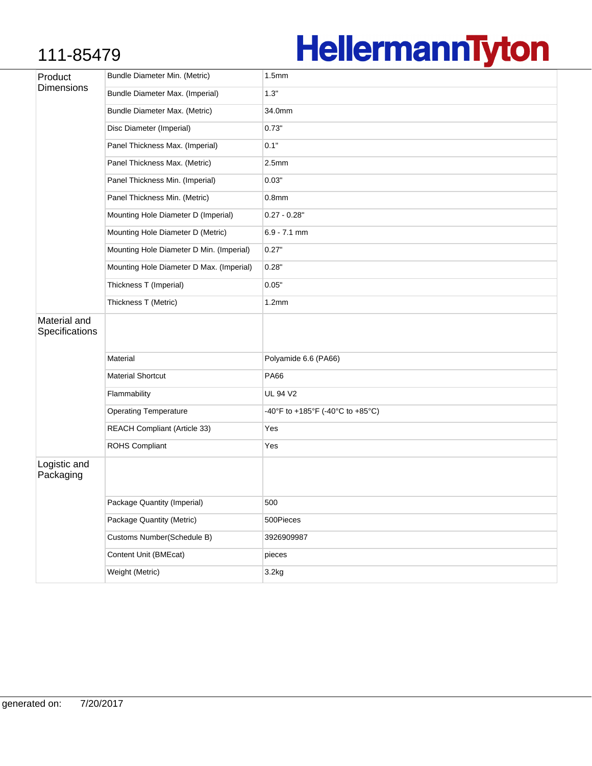111-85479

HellermannTyton

| | | |
|---|---|---|
| Product Dimensions | Bundle Diameter Min. (Metric) | 1.5mm |
| | Bundle Diameter Max. (Imperial) | 1.3" |
| | Bundle Diameter Max. (Metric) | 34.0mm |
| | Disc Diameter (Imperial) | 0.73" |
| | Panel Thickness Max. (Imperial) | 0.1" |
| | Panel Thickness Max. (Metric) | 2.5mm |
| | Panel Thickness Min. (Imperial) | 0.03" |
| | Panel Thickness Min. (Metric) | 0.8mm |
| | Mounting Hole Diameter D (Imperial) | 0.27 - 0.28" |
| | Mounting Hole Diameter D (Metric) | 6.9 - 7.1 mm |
| | Mounting Hole Diameter D Min. (Imperial) | 0.27" |
| | Mounting Hole Diameter D Max. (Imperial) | 0.28" |
| | Thickness T (Imperial) | 0.05" |
| | Thickness T (Metric) | 1.2mm |
| Material and Specifications | | |
| | Material | Polyamide 6.6 (PA66) |
| | Material Shortcut | PA66 |
| | Flammability | UL 94 V2 |
| | Operating Temperature | -40°F to +185°F (-40°C to +85°C) |
| | REACH Compliant (Article 33) | Yes |
| | ROHS Compliant | Yes |
| Logistic and Packaging | | |
| | Package Quantity (Imperial) | 500 |
| | Package Quantity (Metric) | 500Pieces |
| | Customs Number(Schedule B) | 3926909987 |
| | Content Unit (BMEcat) | pieces |
| | Weight (Metric) | 3.2kg |

generated on: 7/20/2017